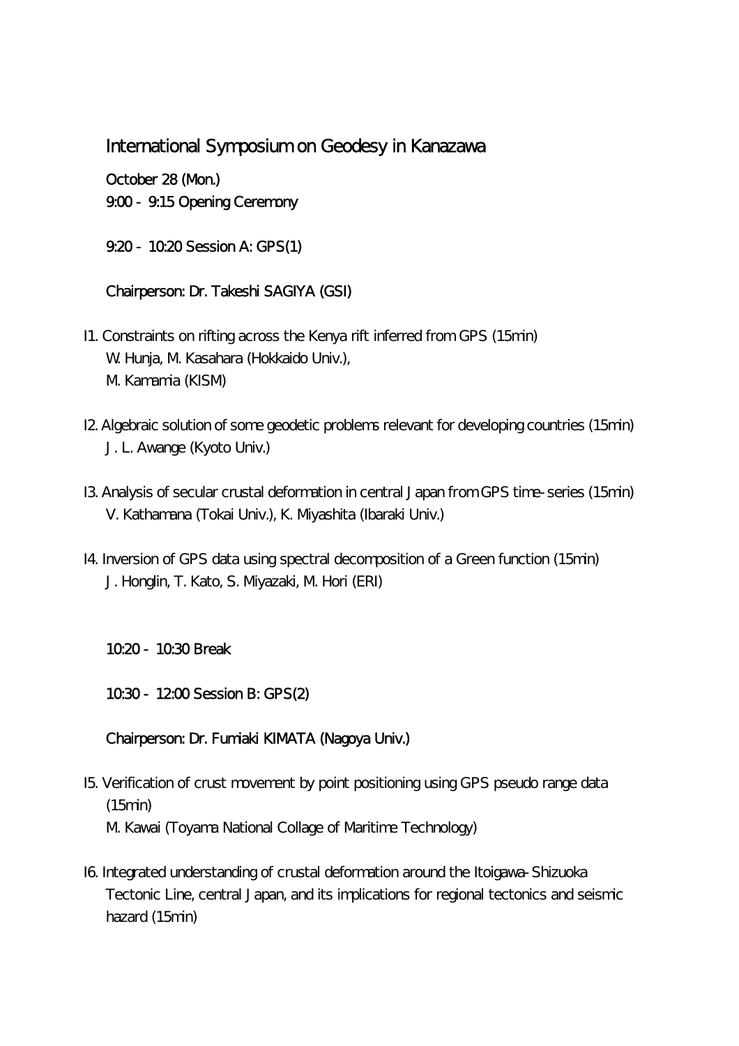# International Symposium on Geodesy in Kanazawa

**October 28 (Mon.)**

**9:00 - 9:15 Opening Ceremony**

**9:20 - 10:20 Session A: GPS(1)**

**Chairperson: Dr. Takeshi SAGIYA (GSI)**

I1. Constraints on rifting across the Kenya rift inferred from GPS (15min)
W. Hunja, M. Kasahara (Hokkaido Univ.),
M. Kamamia (KISM)

I2. Algebraic solution of some geodetic problems relevant for developing countries (15min)
J. L. Awange (Kyoto Univ.)

I3. Analysis of secular crustal deformation in central Japan from GPS time-series (15min)
V. Kathamana (Tokai Univ.), K. Miyashita (Ibaraki Univ.)

I4. Inversion of GPS data using spectral decomposition of a Green function (15min)
J. Honglin, T. Kato, S. Miyazaki, M. Hori (ERI)

**10:20 - 10:30 Break**

**10:30 - 12:00 Session B: GPS(2)**

**Chairperson: Dr. Fumiaki KIMATA (Nagoya Univ.)**

I5. Verification of crust movement by point positioning using GPS pseudo range data (15min)
M. Kawai (Toyama National Collage of Maritime Technology)

I6. Integrated understanding of crustal deformation around the Itoigawa-Shizuoka Tectonic Line, central Japan, and its implications for regional tectonics and seismic hazard (15min)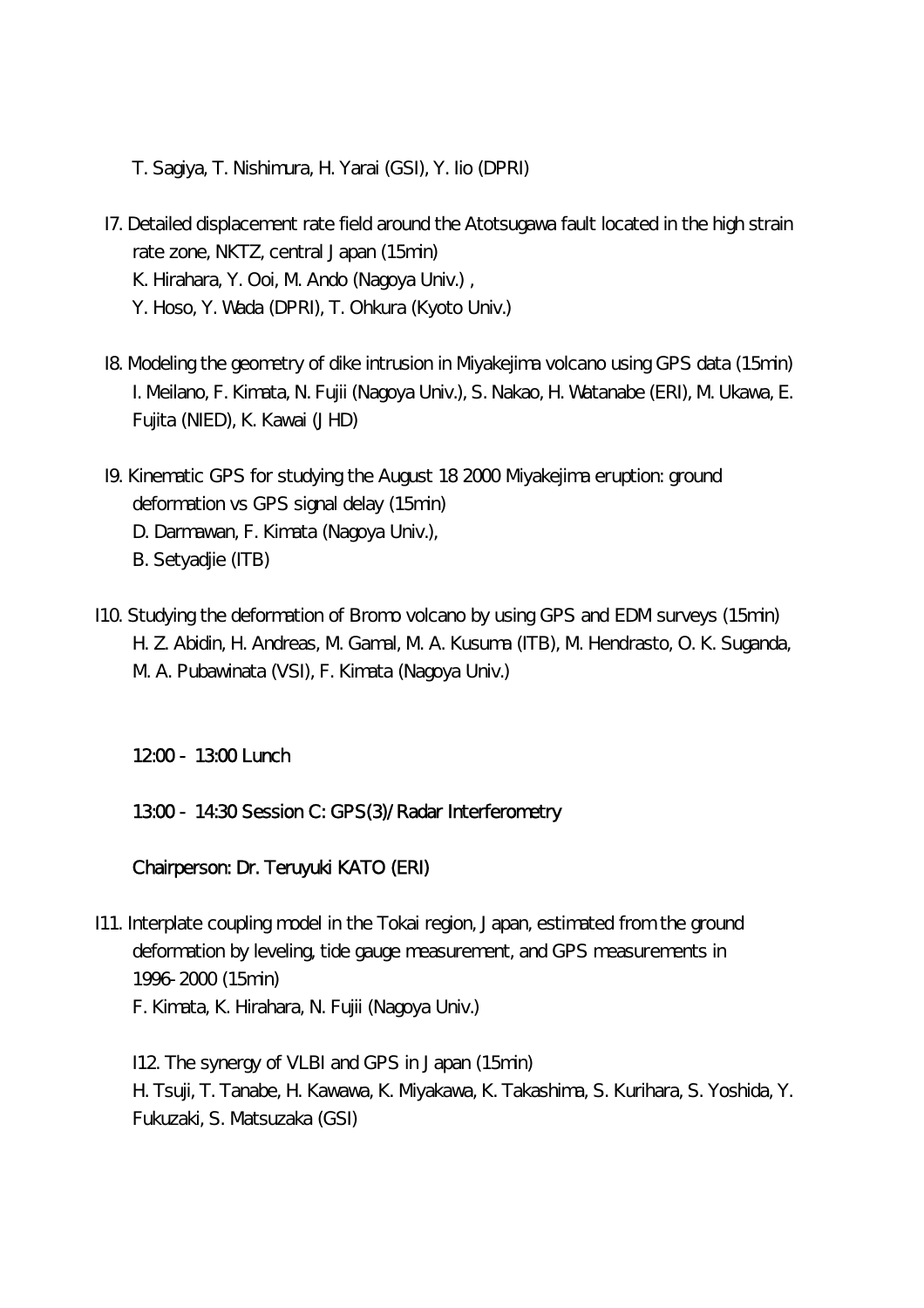T. Sagiya, T. Nishimura, H. Yarai (GSI), Y. Iio (DPRI)

I7. Detailed displacement rate field around the Atotsugawa fault located in the high strain rate zone, NKTZ, central Japan (15min)
K. Hirahara, Y. Ooi, M. Ando (Nagoya Univ.) ,
Y. Hoso, Y. Wada (DPRI), T. Ohkura (Kyoto Univ.)

I8. Modeling the geometry of dike intrusion in Miyakejima volcano using GPS data (15min)
I. Meilano, F. Kimata, N. Fujii (Nagoya Univ.), S. Nakao, H. Watanabe (ERI), M. Ukawa, E. Fujita (NIED), K. Kawai (JHD)

I9. Kinematic GPS for studying the August 18 2000 Miyakejima eruption: ground deformation vs GPS signal delay (15min)
D. Darmawan, F. Kimata (Nagoya Univ.),
B. Setyadjie (ITB)

I10. Studying the deformation of Bromo volcano by using GPS and EDM surveys (15min)
H. Z. Abidin, H. Andreas, M. Gamal, M. A. Kusuma (ITB), M. Hendrasto, O. K. Suganda, M. A. Pubawinata (VSI), F. Kimata (Nagoya Univ.)

12:00 - 13:00 Lunch

13:00 - 14:30 Session C: GPS(3)/Radar Interferometry

Chairperson: Dr. Teruyuki KATO (ERI)

I11. Interplate coupling model in the Tokai region, Japan, estimated from the ground deformation by leveling, tide gauge measurement, and GPS measurements in 1996-2000 (15min)
F. Kimata, K. Hirahara, N. Fujii (Nagoya Univ.)

I12. The synergy of VLBI and GPS in Japan (15min)
H. Tsuji, T. Tanabe, H. Kawawa, K. Miyakawa, K. Takashima, S. Kurihara, S. Yoshida, Y. Fukuzaki, S. Matsuzaka (GSI)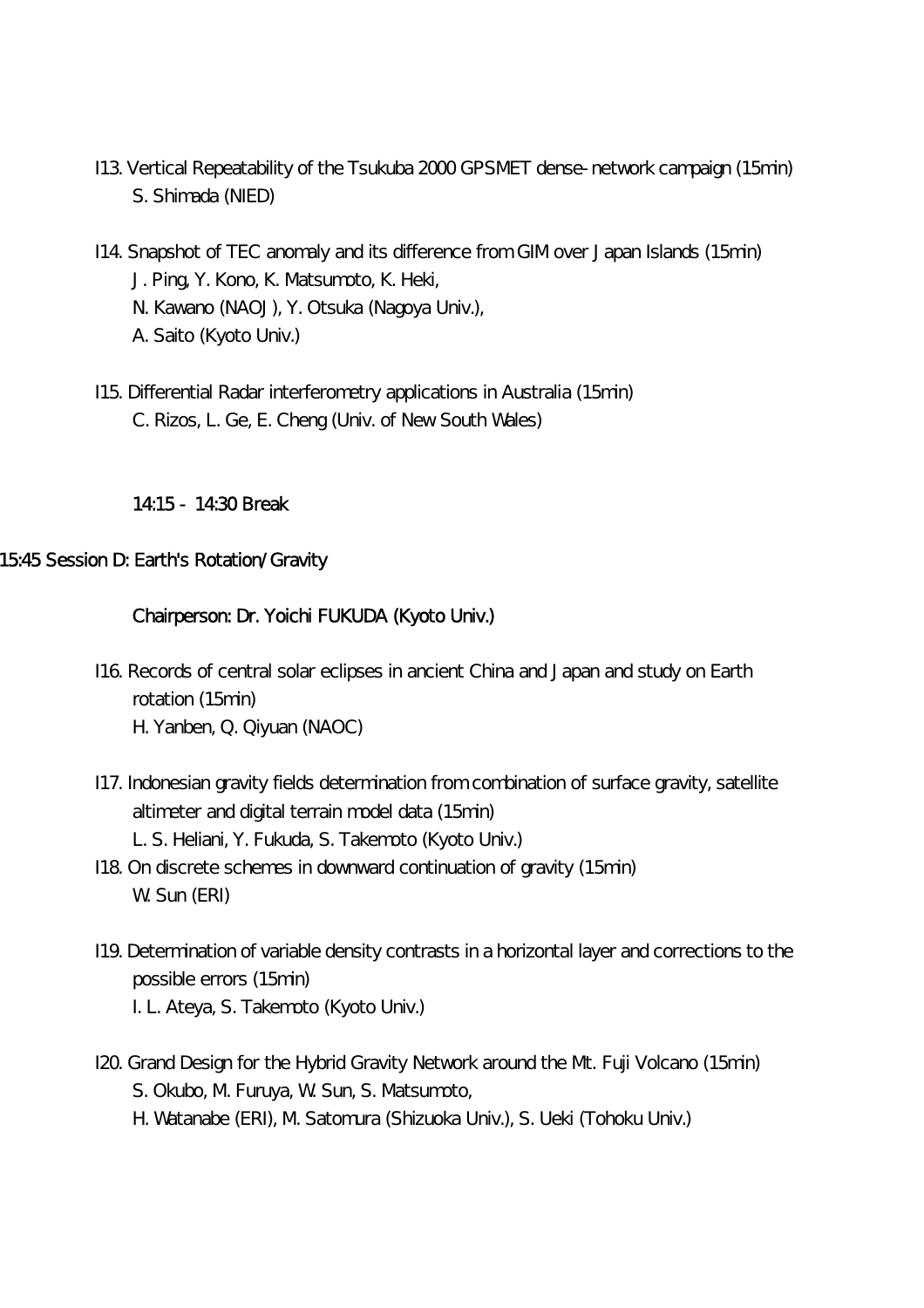I13. Vertical Repeatability of the Tsukuba 2000 GPSMET dense-network campaign (15min)
S. Shimada (NIED)

I14. Snapshot of TEC anomaly and its difference from GIM over Japan Islands (15min)
J. Ping, Y. Kono, K. Matsumoto, K. Heki,
N. Kawano (NAOJ), Y. Otsuka (Nagoya Univ.),
A. Saito (Kyoto Univ.)

I15. Differential Radar interferometry applications in Australia (15min)
C. Rizos, L. Ge, E. Cheng (Univ. of New South Wales)

14:15 - 14:30 Break

15:45 Session D: Earth's Rotation/Gravity

Chairperson: Dr. Yoichi FUKUDA (Kyoto Univ.)

I16. Records of central solar eclipses in ancient China and Japan and study on Earth rotation (15min)
H. Yanben, Q. Qiyuan (NAOC)

I17. Indonesian gravity fields determination from combination of surface gravity, satellite altimeter and digital terrain model data (15min)
L. S. Heliani, Y. Fukuda, S. Takemoto (Kyoto Univ.)

I18. On discrete schemes in downward continuation of gravity (15min)
W. Sun (ERI)

I19. Determination of variable density contrasts in a horizontal layer and corrections to the possible errors (15min)
I. L. Ateya, S. Takemoto (Kyoto Univ.)

I20. Grand Design for the Hybrid Gravity Network around the Mt. Fuji Volcano (15min)
S. Okubo, M. Furuya, W. Sun, S. Matsumoto,
H. Watanabe (ERI), M. Satomura (Shizuoka Univ.), S. Ueki (Tohoku Univ.)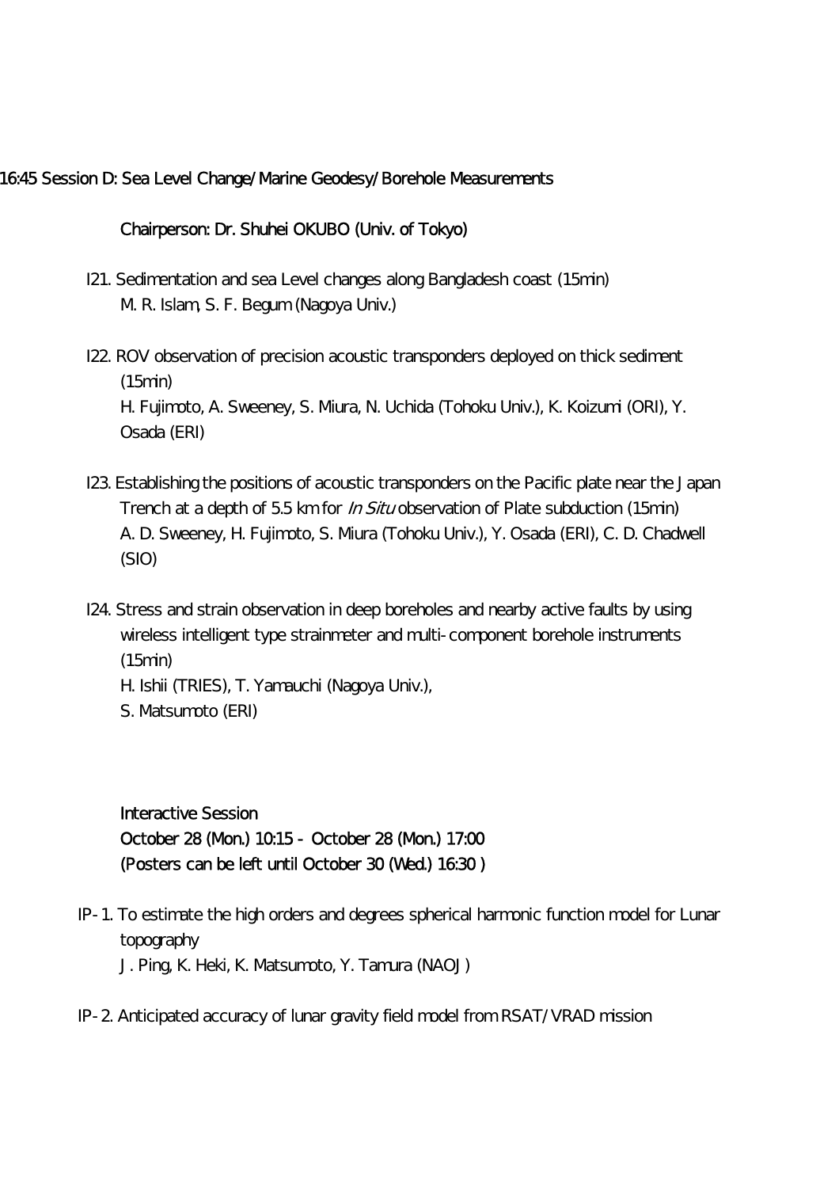16:45 Session D: Sea Level Change/Marine Geodesy/Borehole Measurements

Chairperson: Dr. Shuhei OKUBO (Univ. of Tokyo)

I21. Sedimentation and sea Level changes along Bangladesh coast (15min)
M. R. Islam, S. F. Begum (Nagoya Univ.)

I22. ROV observation of precision acoustic transponders deployed on thick sediment (15min)
H. Fujimoto, A. Sweeney, S. Miura, N. Uchida (Tohoku Univ.), K. Koizumi (ORI), Y. Osada (ERI)

I23. Establishing the positions of acoustic transponders on the Pacific plate near the Japan Trench at a depth of 5.5 km for *In Situ* observation of Plate subduction (15min)
A. D. Sweeney, H. Fujimoto, S. Miura (Tohoku Univ.), Y. Osada (ERI), C. D. Chadwell (SIO)

I24. Stress and strain observation in deep boreholes and nearby active faults by using wireless intelligent type strainmeter and multi-component borehole instruments (15min)
H. Ishii (TRIES), T. Yamauchi (Nagoya Univ.),
S. Matsumoto (ERI)

Interactive Session
October 28 (Mon.) 10:15 - October 28 (Mon.) 17:00
(Posters can be left until October 30 (Wed.) 16:30 )

IP-1. To estimate the high orders and degrees spherical harmonic function model for Lunar topography
J. Ping, K. Heki, K. Matsumoto, Y. Tamura (NAOJ)

IP-2. Anticipated accuracy of lunar gravity field model from RSAT/VRAD mission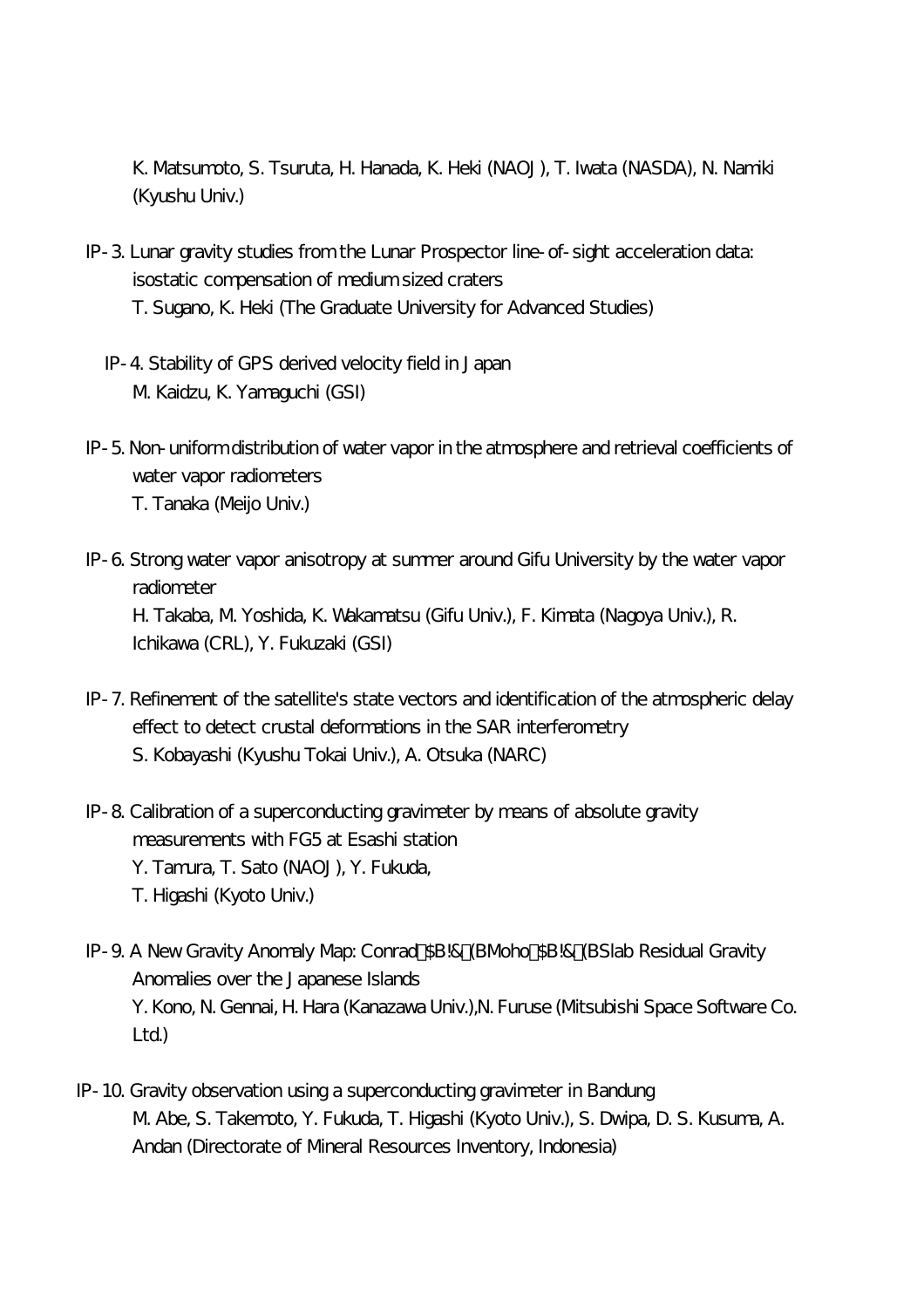K. Matsumoto, S. Tsuruta, H. Hanada, K. Heki (NAOJ), T. Iwata (NASDA), N. Namiki (Kyushu Univ.)

IP-3. Lunar gravity studies from the Lunar Prospector line-of-sight acceleration data: isostatic compensation of medium sized craters
T. Sugano, K. Heki (The Graduate University for Advanced Studies)

IP-4. Stability of GPS derived velocity field in Japan
M. Kaidzu, K. Yamaguchi (GSI)

IP-5. Non-uniform distribution of water vapor in the atmosphere and retrieval coefficients of water vapor radiometers
T. Tanaka (Meijo Univ.)

IP-6. Strong water vapor anisotropy at summer around Gifu University by the water vapor radiometer
H. Takaba, M. Yoshida, K. Wakamatsu (Gifu Univ.), F. Kimata (Nagoya Univ.), R. Ichikawa (CRL), Y. Fukuzaki (GSI)

IP-7. Refinement of the satellite's state vectors and identification of the atmospheric delay effect to detect crustal deformations in the SAR interferometry
S. Kobayashi (Kyushu Tokai Univ.), A. Otsuka (NARC)

IP-8. Calibration of a superconducting gravimeter by means of absolute gravity measurements with FG5 at Esashi station
Y. Tamura, T. Sato (NAOJ), Y. Fukuda,
T. Higashi (Kyoto Univ.)

IP-9. A New Gravity Anomaly Map: Conrad$B!&(BMoho$B!&(BSlab Residual Gravity Anomalies over the Japanese Islands
Y. Kono, N. Gennai, H. Hara (Kanazawa Univ.),N. Furuse (Mitsubishi Space Software Co. Ltd.)

IP-10. Gravity observation using a superconducting gravimeter in Bandung
M. Abe, S. Takemoto, Y. Fukuda, T. Higashi (Kyoto Univ.), S. Dwipa, D. S. Kusuma, A. Andan (Directorate of Mineral Resources Inventory, Indonesia)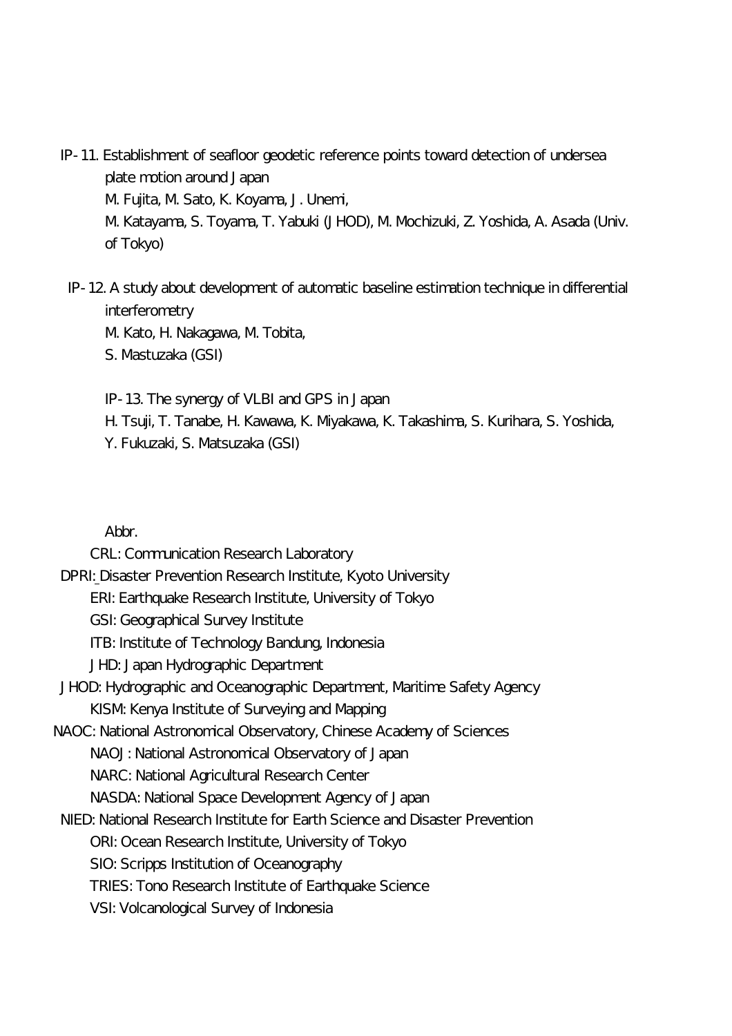IP-11. Establishment of seafloor geodetic reference points toward detection of undersea plate motion around Japan
M. Fujita, M. Sato, K. Koyama, J. Unemi,
M. Katayama, S. Toyama, T. Yabuki (JHOD), M. Mochizuki, Z. Yoshida, A. Asada (Univ. of Tokyo)

IP-12. A study about development of automatic baseline estimation technique in differential interferometry
M. Kato, H. Nakagawa, M. Tobita,
S. Mastuzaka (GSI)

IP-13. The synergy of VLBI and GPS in Japan
H. Tsuji, T. Tanabe, H. Kawawa, K. Miyakawa, K. Takashima, S. Kurihara, S. Yoshida, Y. Fukuzaki, S. Matsuzaka (GSI)

Abbr.

CRL: Communication Research Laboratory
DPRI: Disaster Prevention Research Institute, Kyoto University
ERI: Earthquake Research Institute, University of Tokyo
GSI: Geographical Survey Institute
ITB: Institute of Technology Bandung, Indonesia
JHD: Japan Hydrographic Department
JHOD: Hydrographic and Oceanographic Department, Maritime Safety Agency
KISM: Kenya Institute of Surveying and Mapping
NAOC: National Astronomical Observatory, Chinese Academy of Sciences
NAOJ: National Astronomical Observatory of Japan
NARC: National Agricultural Research Center
NASDA: National Space Development Agency of Japan
NIED: National Research Institute for Earth Science and Disaster Prevention
ORI: Ocean Research Institute, University of Tokyo
SIO: Scripps Institution of Oceanography
TRIES: Tono Research Institute of Earthquake Science
VSI: Volcanological Survey of Indonesia